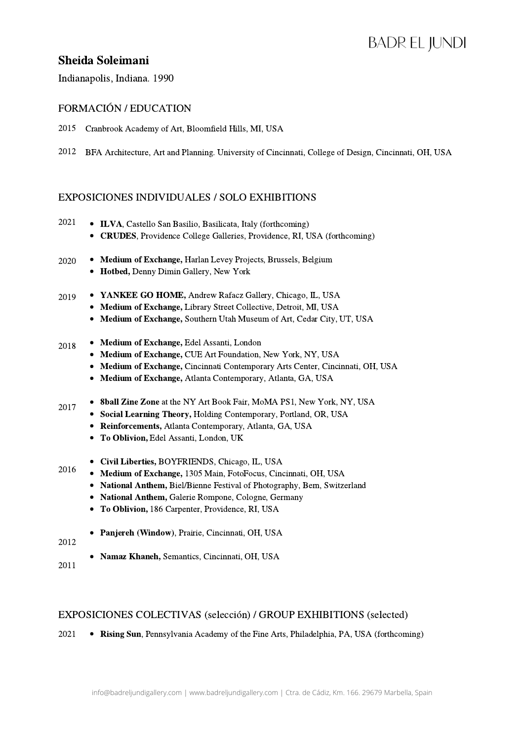# Sheida Soleimani

Indianapolis, Indiana. 1990

## FORMACIÓN / EDUCATION

2015 Cranbrook Academy of Art, Bloomfield Hills, MI, USA

2012 BFA Architecture, Art and Planning. University of Cincinnati, College of Design, Cincinnati, OH, USA

## EXPOSICIONES INDIVIDUALES / SOLO EXHIBITIONS

2021
- **ILVA**, Castello San Basilio, Basilicata, Italy (forthcoming)
- **CRUDES**, Providence College Galleries, Providence, RI, USA (forthcoming)

2020
- **Medium of Exchange,** Harlan Levey Projects, Brussels, Belgium
- **Hotbed,** Denny Dimin Gallery, New York

2019
- **YANKEE GO HOME,** Andrew Rafacz Gallery, Chicago, IL, USA
- **Medium of Exchange,** Library Street Collective, Detroit, MI, USA
- **Medium of Exchange,** Southern Utah Museum of Art, Cedar City, UT, USA

2018
- **Medium of Exchange,** Edel Assanti, London
- **Medium of Exchange,** CUE Art Foundation, New York, NY, USA
- **Medium of Exchange,** Cincinnati Contemporary Arts Center, Cincinnati, OH, USA
- **Medium of Exchange,** Atlanta Contemporary, Atlanta, GA, USA

2017
- **8ball Zine Zone** at the NY Art Book Fair, MoMA PS1, New York, NY, USA
- **Social Learning Theory,** Holding Contemporary, Portland, OR, USA
- **Reinforcements,** Atlanta Contemporary, Atlanta, GA, USA
- **To Oblivion,** Edel Assanti, London, UK

2016
- **Civil Liberties,** BOYFRIENDS, Chicago, IL, USA
- **Medium of Exchange,** 1305 Main, FotoFocus, Cincinnati, OH, USA
- **National Anthem,** Biel/Bienne Festival of Photography, Bern, Switzerland
- **National Anthem,** Galerie Rompone, Cologne, Germany
- **To Oblivion,** 186 Carpenter, Providence, RI, USA

2012
- **Panjereh (Window)**, Prairie, Cincinnati, OH, USA

2011
- **Namaz Khaneh,** Semantics, Cincinnati, OH, USA

## EXPOSICIONES COLECTIVAS (selección) / GROUP EXHIBITIONS (selected)

2021
- **Rising Sun**, Pennsylvania Academy of the Fine Arts, Philadelphia, PA, USA (forthcoming)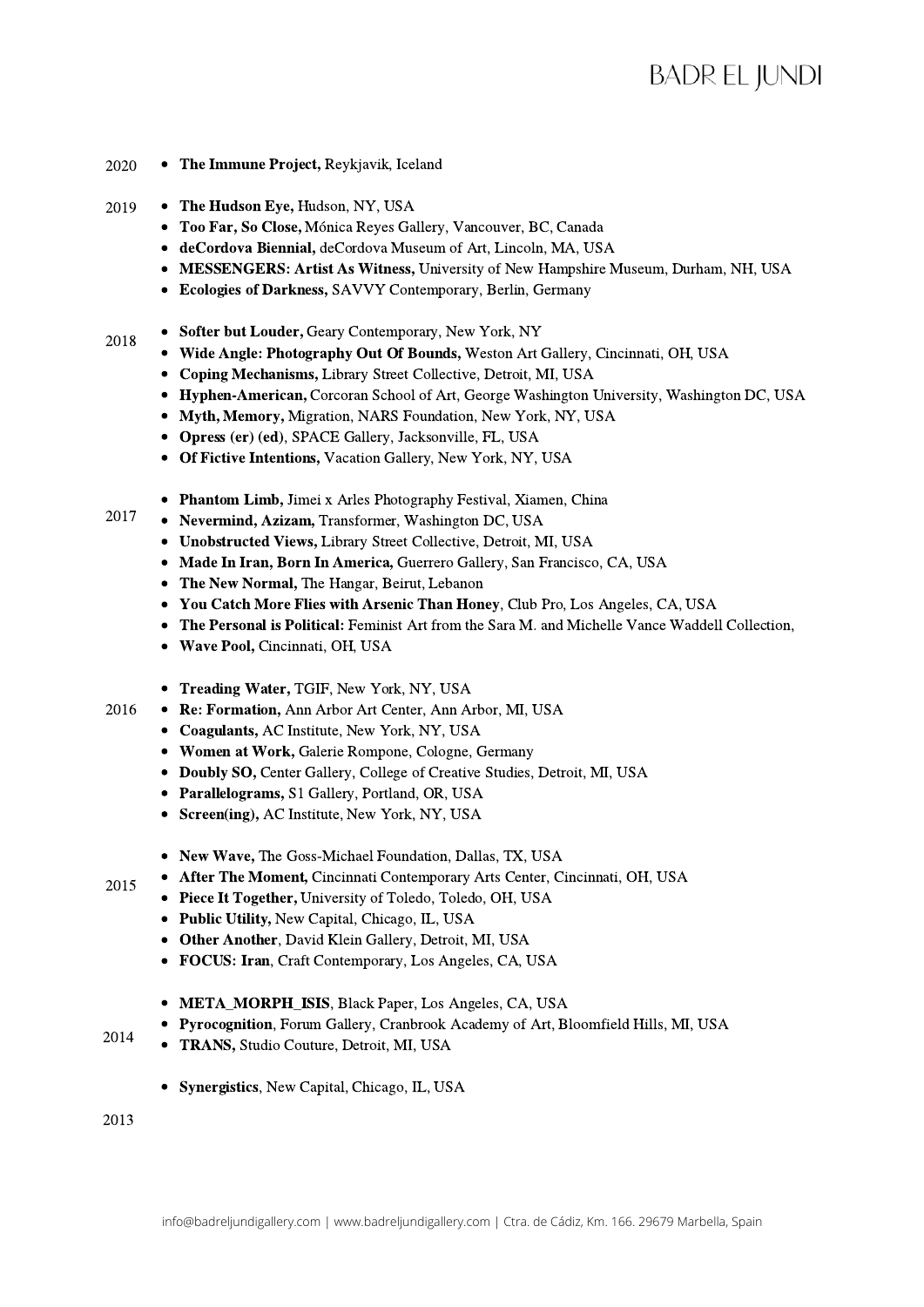2020

- **The Immune Project,** Reykjavik, Iceland

2019

- **The Hudson Eye,** Hudson, NY, USA
- **Too Far, So Close,** Mónica Reyes Gallery, Vancouver, BC, Canada
- **deCordova Biennial,** deCordova Museum of Art, Lincoln, MA, USA
- **MESSENGERS: Artist As Witness,** University of New Hampshire Museum, Durham, NH, USA
- **Ecologies of Darkness,** SAVVY Contemporary, Berlin, Germany

2018

- **Softer but Louder,** Geary Contemporary, New York, NY
- **Wide Angle: Photography Out Of Bounds,** Weston Art Gallery, Cincinnati, OH, USA
- **Coping Mechanisms,** Library Street Collective, Detroit, MI, USA
- **Hyphen-American,** Corcoran School of Art, George Washington University, Washington DC, USA
- **Myth, Memory,** Migration, NARS Foundation, New York, NY, USA
- **Opress (er) (ed)**, SPACE Gallery, Jacksonville, FL, USA
- **Of Fictive Intentions,** Vacation Gallery, New York, NY, USA

2017

- **Phantom Limb,** Jimei x Arles Photography Festival, Xiamen, China
- **Nevermind, Azizam,** Transformer, Washington DC, USA
- **Unobstructed Views,** Library Street Collective, Detroit, MI, USA
- **Made In Iran, Born In America,** Guerrero Gallery, San Francisco, CA, USA
- **The New Normal,** The Hangar, Beirut, Lebanon
- **You Catch More Flies with Arsenic Than Honey**, Club Pro, Los Angeles, CA, USA
- **The Personal is Political:** Feminist Art from the Sara M. and Michelle Vance Waddell Collection,
- **Wave Pool,** Cincinnati, OH, USA

2016

- **Treading Water,** TGIF, New York, NY, USA
- **Re: Formation,** Ann Arbor Art Center, Ann Arbor, MI, USA
- **Coagulants,** AC Institute, New York, NY, USA
- **Women at Work,** Galerie Rompone, Cologne, Germany
- **Doubly SO,** Center Gallery, College of Creative Studies, Detroit, MI, USA
- **Parallelograms,** S1 Gallery, Portland, OR, USA
- **Screen(ing),** AC Institute, New York, NY, USA

2015

- **New Wave,** The Goss-Michael Foundation, Dallas, TX, USA
- **After The Moment,** Cincinnati Contemporary Arts Center, Cincinnati, OH, USA
- **Piece It Together,** University of Toledo, Toledo, OH, USA
- **Public Utility,** New Capital, Chicago, IL, USA
- **Other Another**, David Klein Gallery, Detroit, MI, USA
- **FOCUS: Iran**, Craft Contemporary, Los Angeles, CA, USA

2014

- **META_MORPH_ISIS**, Black Paper, Los Angeles, CA, USA
- **Pyrocognition**, Forum Gallery, Cranbrook Academy of Art, Bloomfield Hills, MI, USA
- **TRANS,** Studio Couture, Detroit, MI, USA

- **Synergistics**, New Capital, Chicago, IL, USA

2013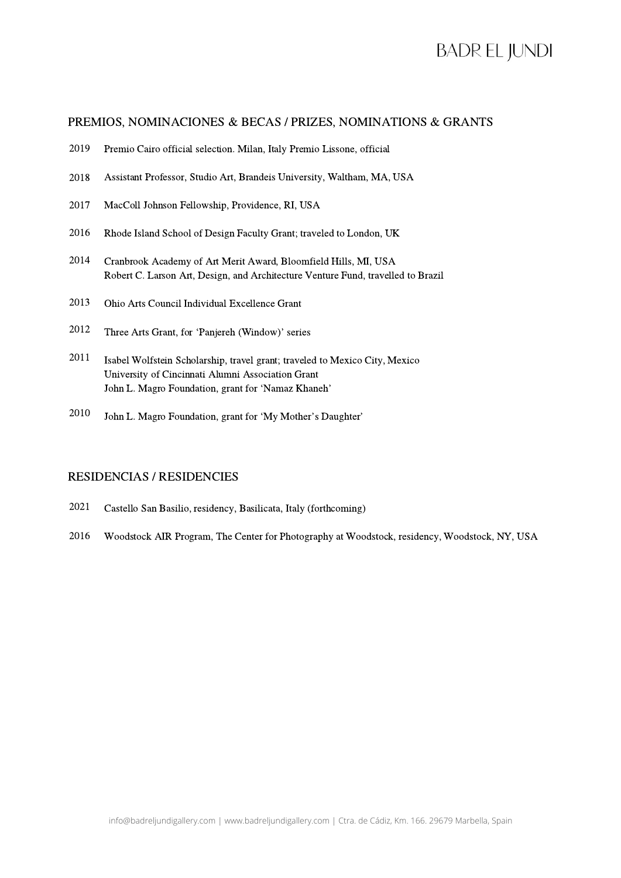## PREMIOS, NOMINACIONES & BECAS / PRIZES, NOMINATIONS & GRANTS

2019 Premio Cairo official selection. Milan, Italy Premio Lissone, official

2018 Assistant Professor, Studio Art, Brandeis University, Waltham, MA, USA

2017 MacColl Johnson Fellowship, Providence, RI, USA

2016 Rhode Island School of Design Faculty Grant; traveled to London, UK

2014 Cranbrook Academy of Art Merit Award, Bloomfield Hills, MI, USA
Robert C. Larson Art, Design, and Architecture Venture Fund, travelled to Brazil

2013 Ohio Arts Council Individual Excellence Grant

2012 Three Arts Grant, for 'Panjereh (Window)' series

2011 Isabel Wolfstein Scholarship, travel grant; traveled to Mexico City, Mexico
University of Cincinnati Alumni Association Grant
John L. Magro Foundation, grant for 'Namaz Khaneh'

2010 John L. Magro Foundation, grant for 'My Mother's Daughter'

## RESIDENCIAS / RESIDENCIES

2021 Castello San Basilio, residency, Basilicata, Italy (forthcoming)

2016 Woodstock AIR Program, The Center for Photography at Woodstock, residency, Woodstock, NY, USA